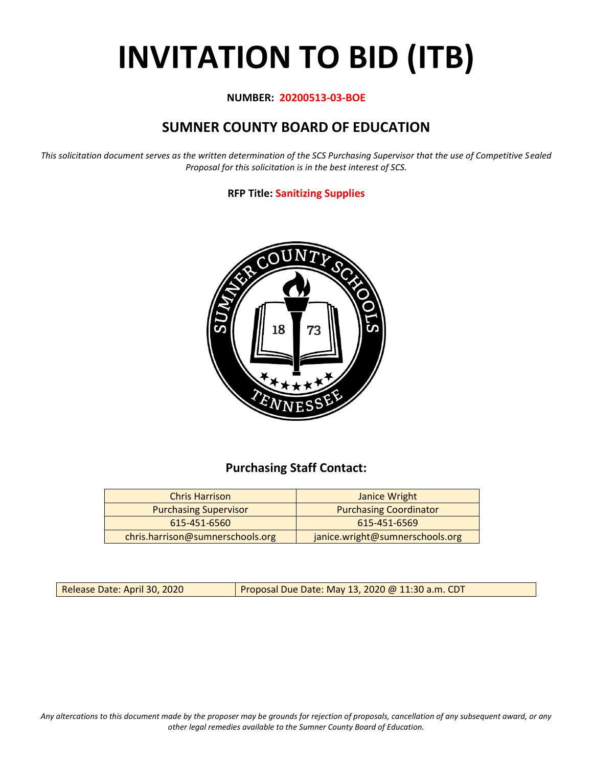# INVITATION TO BID (ITB)

**NUMBER: 20200513-03-BOE**

## SUMNER COUNTY BOARD OF EDUCATION

*This solicitation document serves as the written determination of the SCS Purchasing Supervisor that the use of Competitive Sealed Proposal for this solicitation is in the best interest of SCS.*

**RFP Title: Sanitizing Supplies**

### Purchasing Staff Contact:

| Chris Harrison | Janice Wright |
|---|---|
| Purchasing Supervisor | Purchasing Coordinator |
| 615-451-6560 | 615-451-6569 |
| chris.harrison@sumnerschools.org | janice.wright@sumnerschools.org |

| Release Date: April 30, 2020 | Proposal Due Date: May 13, 2020 @ 11:30 a.m. CDT |
|---|---|

*Any altercations to this document made by the proposer may be grounds for rejection of proposals, cancellation of any subsequent award, or any other legal remedies available to the Sumner County Board of Education.*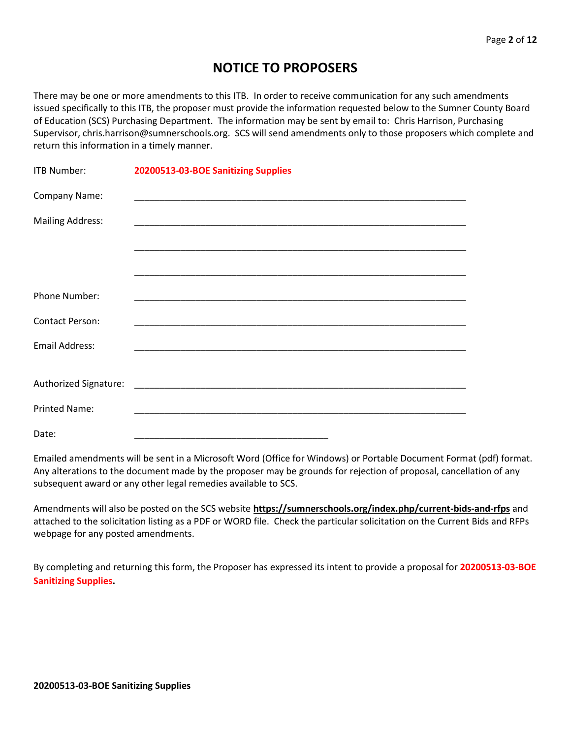# NOTICE TO PROPOSERS

There may be one or more amendments to this ITB. In order to receive communication for any such amendments issued specifically to this ITB, the proposer must provide the information requested below to the Sumner County Board of Education (SCS) Purchasing Department. The information may be sent by email to: Chris Harrison, Purchasing Supervisor, chris.harrison@sumnerschools.org. SCS will send amendments only to those proposers which complete and return this information in a timely manner.

ITB Number: **20200513-03-BOE Sanitizing Supplies**

Company Name: ____________________________________________________________________

Mailing Address: ____________________________________________________________________

____________________________________________________________________

____________________________________________________________________

Phone Number: ____________________________________________________________________

Contact Person: ____________________________________________________________________

Email Address: ____________________________________________________________________

Authorized Signature: ____________________________________________________________________

Printed Name: ____________________________________________________________________

Date: ______________________________________

Emailed amendments will be sent in a Microsoft Word (Office for Windows) or Portable Document Format (pdf) format. Any alterations to the document made by the proposer may be grounds for rejection of proposal, cancellation of any subsequent award or any other legal remedies available to SCS.

Amendments will also be posted on the SCS website **https://sumnerschools.org/index.php/current-bids-and-rfps** and attached to the solicitation listing as a PDF or WORD file. Check the particular solicitation on the Current Bids and RFPs webpage for any posted amendments.

By completing and returning this form, the Proposer has expressed its intent to provide a proposal for **20200513-03-BOE Sanitizing Supplies.**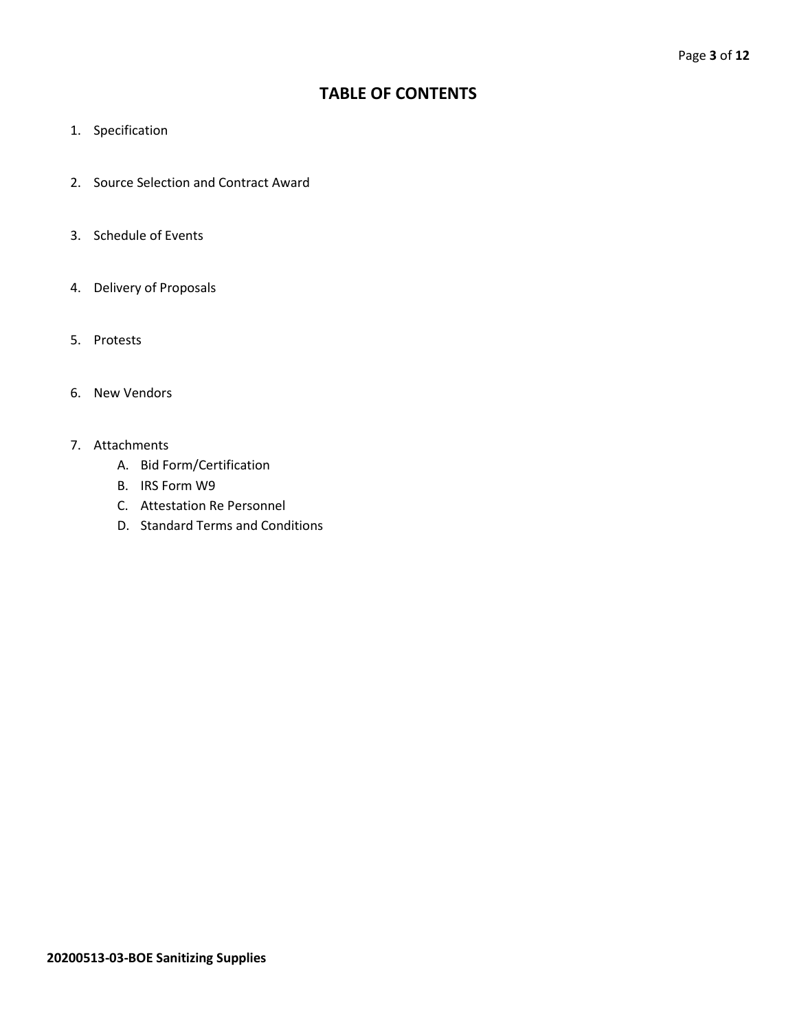# TABLE OF CONTENTS

1. Specification

2. Source Selection and Contract Award

3. Schedule of Events

4. Delivery of Proposals

5. Protests

6. New Vendors

7. Attachments
   A. Bid Form/Certification
   B. IRS Form W9
   C. Attestation Re Personnel
   D. Standard Terms and Conditions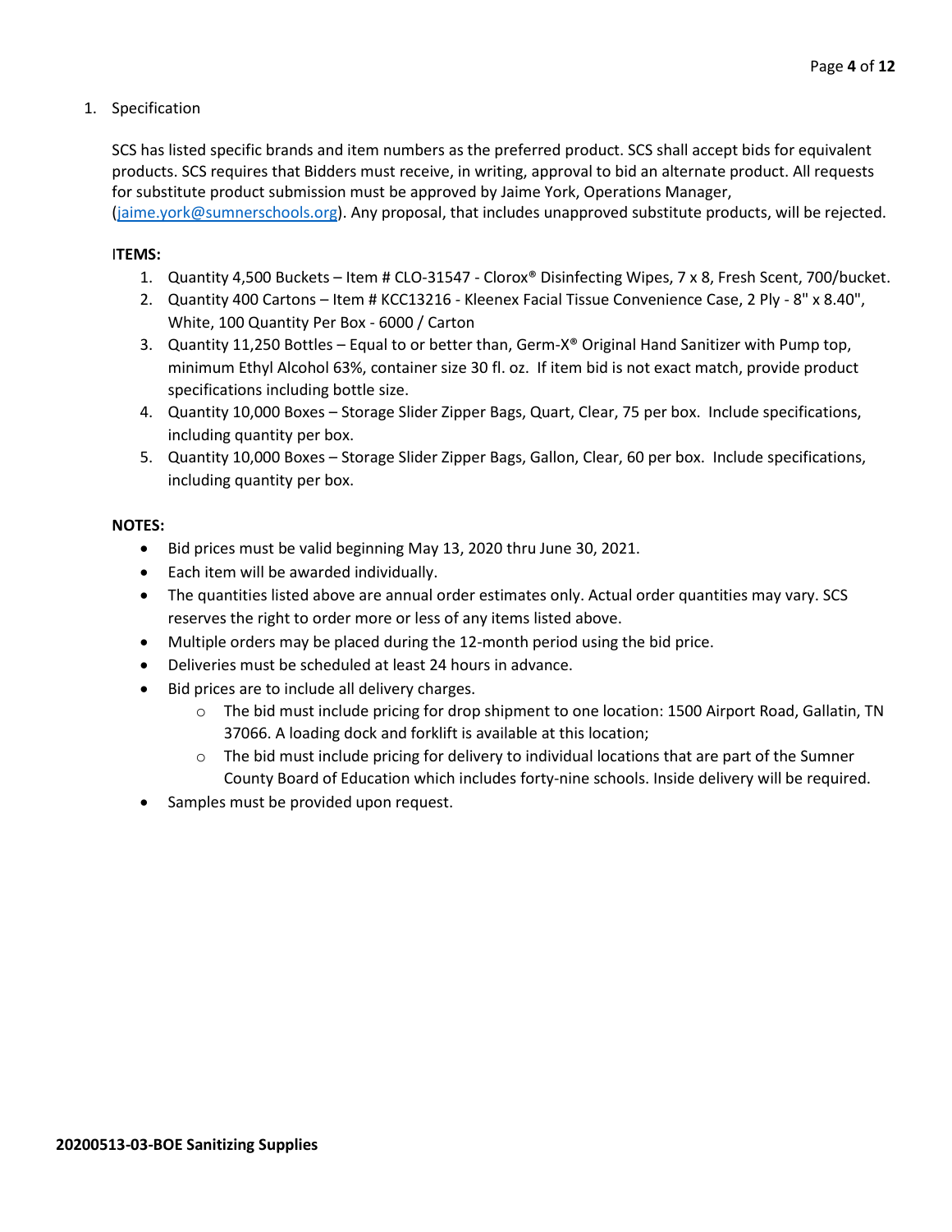1. Specification

SCS has listed specific brands and item numbers as the preferred product. SCS shall accept bids for equivalent products. SCS requires that Bidders must receive, in writing, approval to bid an alternate product. All requests for substitute product submission must be approved by Jaime York, Operations Manager, (jaime.york@sumnerschools.org). Any proposal, that includes unapproved substitute products, will be rejected.

**ITEMS:**

1. Quantity 4,500 Buckets – Item # CLO-31547 - Clorox® Disinfecting Wipes, 7 x 8, Fresh Scent, 700/bucket.
2. Quantity 400 Cartons – Item # KCC13216 - Kleenex Facial Tissue Convenience Case, 2 Ply - 8" x 8.40", White, 100 Quantity Per Box - 6000 / Carton
3. Quantity 11,250 Bottles – Equal to or better than, Germ-X® Original Hand Sanitizer with Pump top, minimum Ethyl Alcohol 63%, container size 30 fl. oz. If item bid is not exact match, provide product specifications including bottle size.
4. Quantity 10,000 Boxes – Storage Slider Zipper Bags, Quart, Clear, 75 per box. Include specifications, including quantity per box.
5. Quantity 10,000 Boxes – Storage Slider Zipper Bags, Gallon, Clear, 60 per box. Include specifications, including quantity per box.

**NOTES:**

- Bid prices must be valid beginning May 13, 2020 thru June 30, 2021.
- Each item will be awarded individually.
- The quantities listed above are annual order estimates only. Actual order quantities may vary. SCS reserves the right to order more or less of any items listed above.
- Multiple orders may be placed during the 12-month period using the bid price.
- Deliveries must be scheduled at least 24 hours in advance.
- Bid prices are to include all delivery charges.
  - The bid must include pricing for drop shipment to one location: 1500 Airport Road, Gallatin, TN 37066. A loading dock and forklift is available at this location;
  - The bid must include pricing for delivery to individual locations that are part of the Sumner County Board of Education which includes forty-nine schools. Inside delivery will be required.
- Samples must be provided upon request.

**20200513-03-BOE Sanitizing Supplies**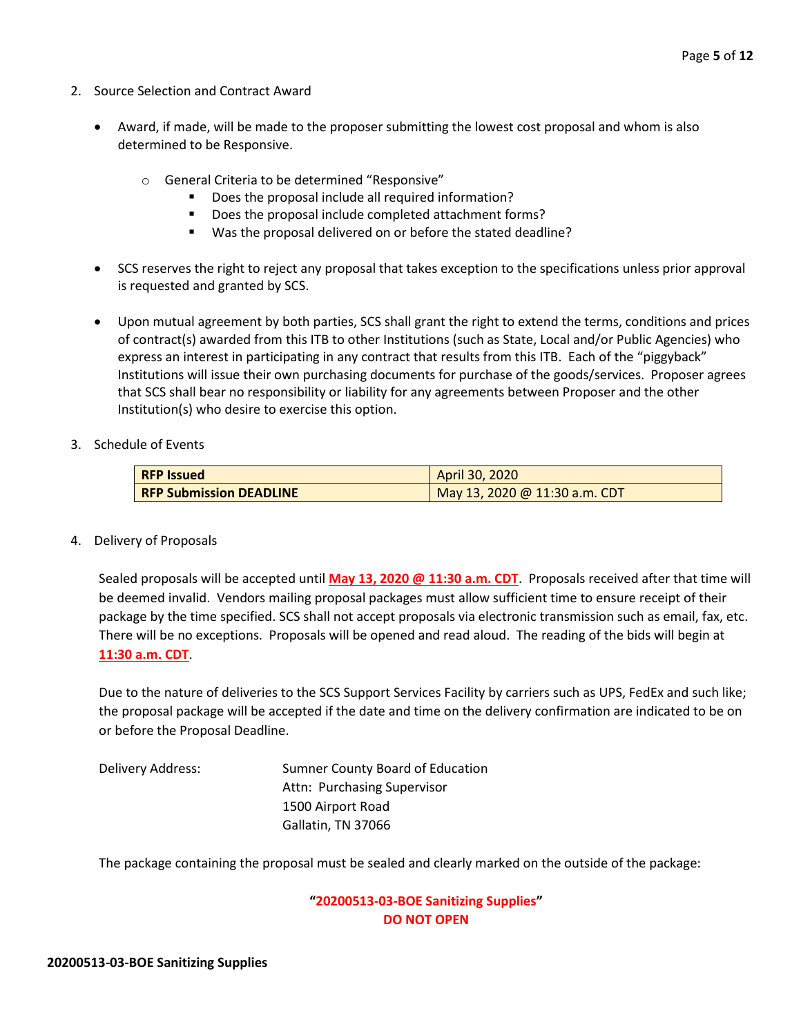2. Source Selection and Contract Award

- Award, if made, will be made to the proposer submitting the lowest cost proposal and whom is also determined to be Responsive.
    - General Criteria to be determined "Responsive"
        - Does the proposal include all required information?
        - Does the proposal include completed attachment forms?
        - Was the proposal delivered on or before the stated deadline?
- SCS reserves the right to reject any proposal that takes exception to the specifications unless prior approval is requested and granted by SCS.
- Upon mutual agreement by both parties, SCS shall grant the right to extend the terms, conditions and prices of contract(s) awarded from this ITB to other Institutions (such as State, Local and/or Public Agencies) who express an interest in participating in any contract that results from this ITB. Each of the "piggyback" Institutions will issue their own purchasing documents for purchase of the goods/services. Proposer agrees that SCS shall bear no responsibility or liability for any agreements between Proposer and the other Institution(s) who desire to exercise this option.

3. Schedule of Events

| **RFP Issued** | April 30, 2020 |
|---|---|
| **RFP Submission DEADLINE** | May 13, 2020 @ 11:30 a.m. CDT |

4. Delivery of Proposals

Sealed proposals will be accepted until **May 13, 2020 @ 11:30 a.m. CDT**. Proposals received after that time will be deemed invalid. Vendors mailing proposal packages must allow sufficient time to ensure receipt of their package by the time specified. SCS shall not accept proposals via electronic transmission such as email, fax, etc. There will be no exceptions. Proposals will be opened and read aloud. The reading of the bids will begin at **11:30 a.m. CDT**.

Due to the nature of deliveries to the SCS Support Services Facility by carriers such as UPS, FedEx and such like; the proposal package will be accepted if the date and time on the delivery confirmation are indicated to be on or before the Proposal Deadline.

Delivery Address: Sumner County Board of Education
Attn: Purchasing Supervisor
1500 Airport Road
Gallatin, TN 37066

The package containing the proposal must be sealed and clearly marked on the outside of the package:

**"20200513-03-BOE Sanitizing Supplies"**
**DO NOT OPEN**

**20200513-03-BOE Sanitizing Supplies**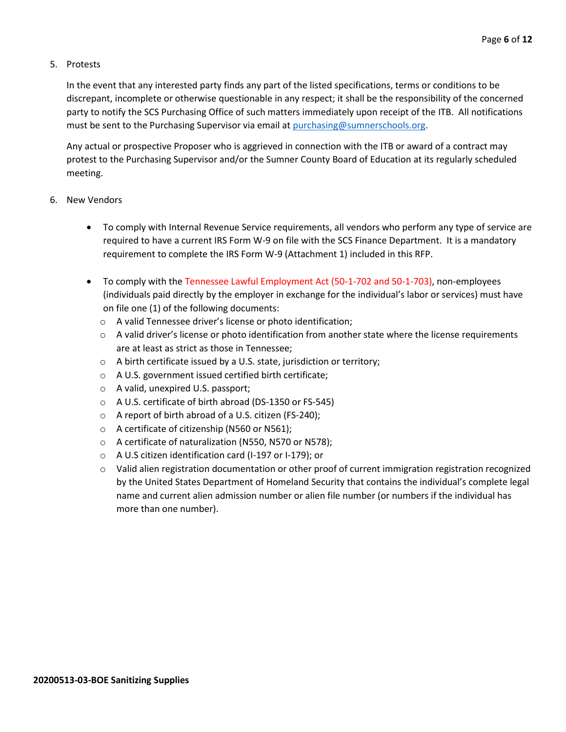5. Protests

   In the event that any interested party finds any part of the listed specifications, terms or conditions to be discrepant, incomplete or otherwise questionable in any respect; it shall be the responsibility of the concerned party to notify the SCS Purchasing Office of such matters immediately upon receipt of the ITB. All notifications must be sent to the Purchasing Supervisor via email at [purchasing@sumnerschools.org](mailto:purchasing@sumnerschools.org).

   Any actual or prospective Proposer who is aggrieved in connection with the ITB or award of a contract may protest to the Purchasing Supervisor and/or the Sumner County Board of Education at its regularly scheduled meeting.

6. New Vendors

   - To comply with Internal Revenue Service requirements, all vendors who perform any type of service are required to have a current IRS Form W-9 on file with the SCS Finance Department. It is a mandatory requirement to complete the IRS Form W-9 (Attachment 1) included in this RFP.

   - To comply with the Tennessee Lawful Employment Act (50-1-702 and 50-1-703), non-employees (individuals paid directly by the employer in exchange for the individual's labor or services) must have on file one (1) of the following documents:
     - A valid Tennessee driver's license or photo identification;
     - A valid driver's license or photo identification from another state where the license requirements are at least as strict as those in Tennessee;
     - A birth certificate issued by a U.S. state, jurisdiction or territory;
     - A U.S. government issued certified birth certificate;
     - A valid, unexpired U.S. passport;
     - A U.S. certificate of birth abroad (DS-1350 or FS-545)
     - A report of birth abroad of a U.S. citizen (FS-240);
     - A certificate of citizenship (N560 or N561);
     - A certificate of naturalization (N550, N570 or N578);
     - A U.S citizen identification card (I-197 or I-179); or
     - Valid alien registration documentation or other proof of current immigration registration recognized by the United States Department of Homeland Security that contains the individual's complete legal name and current alien admission number or alien file number (or numbers if the individual has more than one number).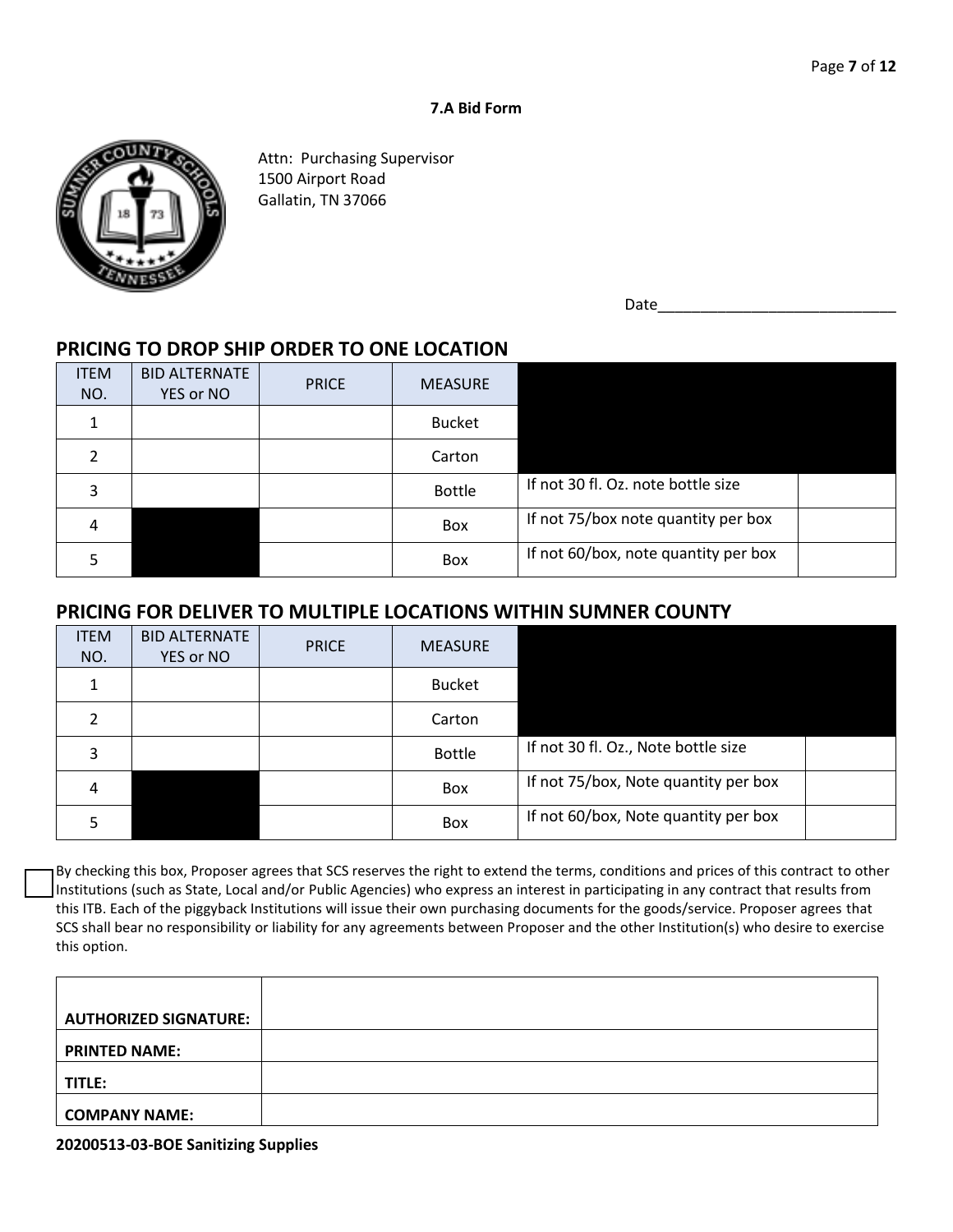### 7.A Bid Form

Attn: Purchasing Supervisor
1500 Airport Road
Gallatin, TN 37066

Date____________________________

## PRICING TO DROP SHIP ORDER TO ONE LOCATION

| ITEM NO. | BID ALTERNATE YES or NO | PRICE | MEASURE | | |
|---|---|---|---|---|---|
| 1 | | | Bucket | | |
| 2 | | | Carton | | |
| 3 | | | Bottle | If not 30 fl. Oz. note bottle size | |
| 4 | | | Box | If not 75/box note quantity per box | |
| 5 | | | Box | If not 60/box, note quantity per box | |

## PRICING FOR DELIVER TO MULTIPLE LOCATIONS WITHIN SUMNER COUNTY

| ITEM NO. | BID ALTERNATE YES or NO | PRICE | MEASURE | | |
|---|---|---|---|---|---|
| 1 | | | Bucket | | |
| 2 | | | Carton | | |
| 3 | | | Bottle | If not 30 fl. Oz., Note bottle size | |
| 4 | | | Box | If not 75/box, Note quantity per box | |
| 5 | | | Box | If not 60/box, Note quantity per box | |

☐ By checking this box, Proposer agrees that SCS reserves the right to extend the terms, conditions and prices of this contract to other Institutions (such as State, Local and/or Public Agencies) who express an interest in participating in any contract that results from this ITB. Each of the piggyback Institutions will issue their own purchasing documents for the goods/service. Proposer agrees that SCS shall bear no responsibility or liability for any agreements between Proposer and the other Institution(s) who desire to exercise this option.

| | |
|---|---|
| **AUTHORIZED SIGNATURE:** | |
| **PRINTED NAME:** | |
| **TITLE:** | |
| **COMPANY NAME:** | |

**20200513-03-BOE Sanitizing Supplies**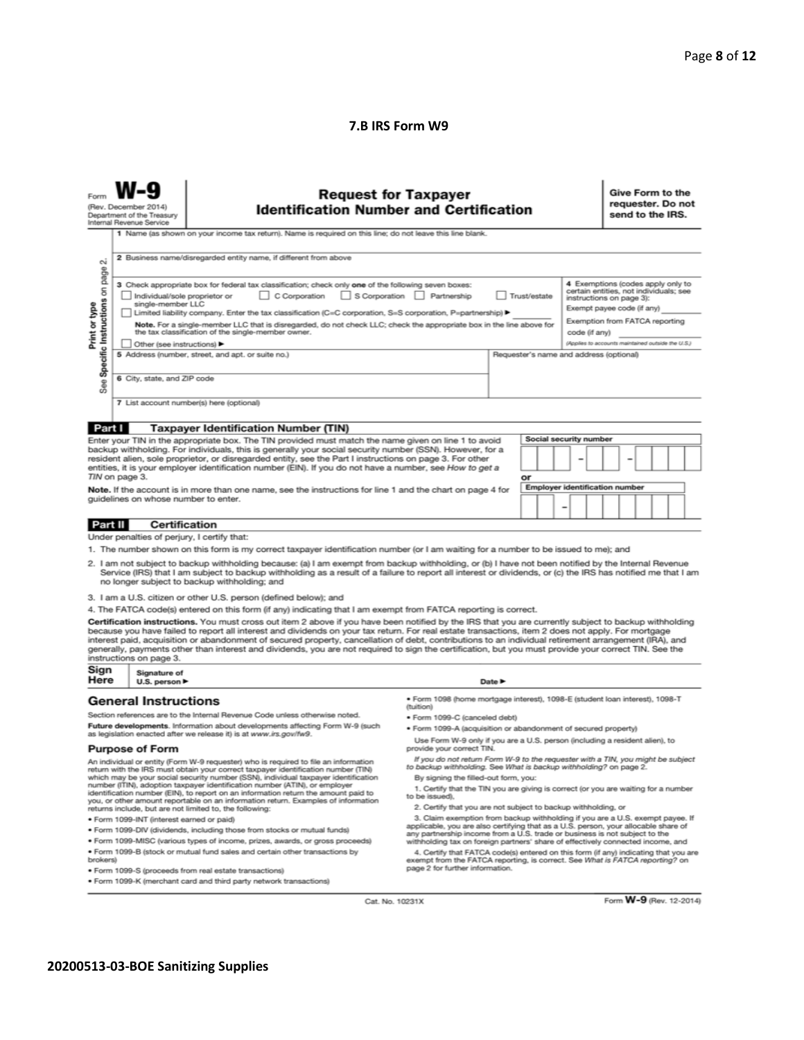### 7.B IRS Form W9

Form **W-9**
(Rev. December 2014)
Department of the Treasury
Internal Revenue Service

## Request for Taxpayer Identification Number and Certification

**Give Form to the requester. Do not send to the IRS.**

Print or type
See Specific Instructions on page 2.

1 Name (as shown on your income tax return). Name is required on this line; do not leave this line blank.

2 Business name/disregarded entity name, if different from above

3 Check appropriate box for federal tax classification; check only **one** of the following seven boxes:
☐ Individual/sole proprietor or single-member LLC ☐ C Corporation ☐ S Corporation ☐ Partnership ☐ Trust/estate
☐ Limited liability company. Enter the tax classification (C=C corporation, S=S corporation, P=partnership) ▶ ________
**Note.** For a single-member LLC that is disregarded, do not check LLC; check the appropriate box in the line above for the tax classification of the single-member owner.
☐ Other (see instructions) ▶

4 Exemptions (codes apply only to certain entities, not individuals; see instructions on page 3):
Exempt payee code (if any) ________
Exemption from FATCA reporting code (if any) ________
*(Applies to accounts maintained outside the U.S.)*

5 Address (number, street, and apt. or suite no.)

Requester's name and address (optional)

6 City, state, and ZIP code

7 List account number(s) here (optional)

**Part I Taxpayer Identification Number (TIN)**

Enter your TIN in the appropriate box. The TIN provided must match the name given on line 1 to avoid backup withholding. For individuals, this is generally your social security number (SSN). However, for a resident alien, sole proprietor, or disregarded entity, see the Part I instructions on page 3. For other entities, it is your employer identification number (EIN). If you do not have a number, see *How to get a TIN* on page 3.

**Note.** If the account is in more than one name, see the instructions for line 1 and the chart on page 4 for guidelines on whose number to enter.

Social security number
☐☐☐ – ☐☐ – ☐☐☐☐

or

Employer identification number
☐☐ – ☐☐☐☐☐☐☐

**Part II Certification**

Under penalties of perjury, I certify that:

1. The number shown on this form is my correct taxpayer identification number (or I am waiting for a number to be issued to me); and
2. I am not subject to backup withholding because: (a) I am exempt from backup withholding, or (b) I have not been notified by the Internal Revenue Service (IRS) that I am subject to backup withholding as a result of a failure to report all interest or dividends, or (c) the IRS has notified me that I am no longer subject to backup withholding; and
3. I am a U.S. citizen or other U.S. person (defined below); and
4. The FATCA code(s) entered on this form (if any) indicating that I am exempt from FATCA reporting is correct.

**Certification instructions.** You must cross out item 2 above if you have been notified by the IRS that you are currently subject to backup withholding because you have failed to report all interest and dividends on your tax return. For real estate transactions, item 2 does not apply. For mortgage interest paid, acquisition or abandonment of secured property, cancellation of debt, contributions to an individual retirement arrangement (IRA), and generally, payments other than interest and dividends, you are not required to sign the certification, but you must provide your correct TIN. See the instructions on page 3.

**Sign Here** Signature of U.S. person ▶ Date ▶

## General Instructions

Section references are to the Internal Revenue Code unless otherwise noted.

**Future developments.** Information about developments affecting Form W-9 (such as legislation enacted after we release it) is at *www.irs.gov/fw9*.

### Purpose of Form

An individual or entity (Form W-9 requester) who is required to file an information return with the IRS must obtain your correct taxpayer identification number (TIN) which may be your social security number (SSN), individual taxpayer identification number (ITIN), adoption taxpayer identification number (ATIN), or employer identification number (EIN), to report on an information return the amount paid to you, or other amount reportable on an information return. Examples of information returns include, but are not limited to, the following:

- Form 1099-INT (interest earned or paid)
- Form 1099-DIV (dividends, including those from stocks or mutual funds)
- Form 1099-MISC (various types of income, prizes, awards, or gross proceeds)
- Form 1099-B (stock or mutual fund sales and certain other transactions by brokers)
- Form 1099-S (proceeds from real estate transactions)
- Form 1099-K (merchant card and third party network transactions)
- Form 1098 (home mortgage interest), 1098-E (student loan interest), 1098-T (tuition)
- Form 1099-C (canceled debt)
- Form 1099-A (acquisition or abandonment of secured property)

Use Form W-9 only if you are a U.S. person (including a resident alien), to provide your correct TIN.

*If you do not return Form W-9 to the requester with a TIN, you might be subject to backup withholding. See What is backup withholding? on page 2.*

By signing the filled-out form, you:

1. Certify that the TIN you are giving is correct (or you are waiting for a number to be issued),
2. Certify that you are not subject to backup withholding, or
3. Claim exemption from backup withholding if you are a U.S. exempt payee. If applicable, you are also certifying that as a U.S. person, your allocable share of any partnership income from a U.S. trade or business is not subject to the withholding tax on foreign partners' share of effectively connected income, and
4. Certify that FATCA code(s) entered on this form (if any) indicating that you are exempt from the FATCA reporting, is correct. See *What is FATCA reporting?* on page 2 for further information.

Cat. No. 10231X Form **W-9** (Rev. 12-2014)

**20200513-03-BOE Sanitizing Supplies**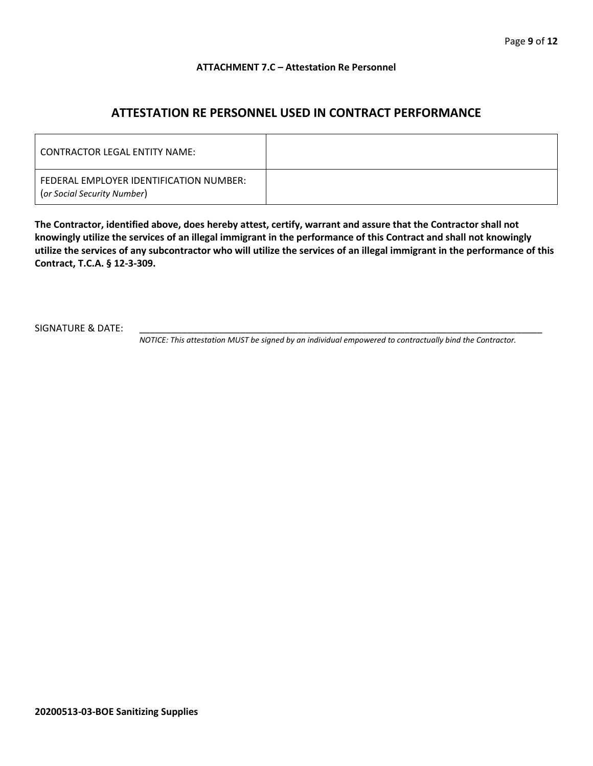**ATTACHMENT 7.C – Attestation Re Personnel**

## ATTESTATION RE PERSONNEL USED IN CONTRACT PERFORMANCE

| CONTRACTOR LEGAL ENTITY NAME: | |
|---|---|
| FEDERAL EMPLOYER IDENTIFICATION NUMBER: (*or Social Security Number*) | |

**The Contractor, identified above, does hereby attest, certify, warrant and assure that the Contractor shall not knowingly utilize the services of an illegal immigrant in the performance of this Contract and shall not knowingly utilize the services of any subcontractor who will utilize the services of an illegal immigrant in the performance of this Contract, T.C.A. § 12-3-309.**

SIGNATURE & DATE: ______________________________________________________________________________

*NOTICE: This attestation MUST be signed by an individual empowered to contractually bind the Contractor.*

**20200513-03-BOE Sanitizing Supplies**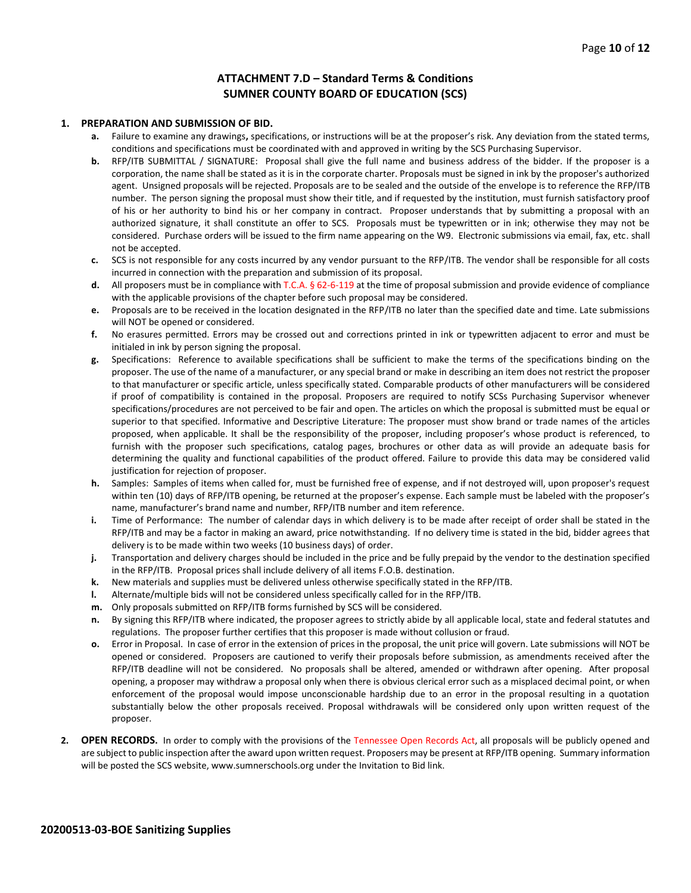## ATTACHMENT 7.D – Standard Terms & Conditions
## SUMNER COUNTY BOARD OF EDUCATION (SCS)

1. **PREPARATION AND SUBMISSION OF BID.**
   - **a.** Failure to examine any drawings**,** specifications, or instructions will be at the proposer's risk. Any deviation from the stated terms, conditions and specifications must be coordinated with and approved in writing by the SCS Purchasing Supervisor.
   - **b.** RFP/ITB SUBMITTAL / SIGNATURE: Proposal shall give the full name and business address of the bidder. If the proposer is a corporation, the name shall be stated as it is in the corporate charter. Proposals must be signed in ink by the proposer's authorized agent. Unsigned proposals will be rejected. Proposals are to be sealed and the outside of the envelope is to reference the RFP/ITB number. The person signing the proposal must show their title, and if requested by the institution, must furnish satisfactory proof of his or her authority to bind his or her company in contract. Proposer understands that by submitting a proposal with an authorized signature, it shall constitute an offer to SCS. Proposals must be typewritten or in ink; otherwise they may not be considered. Purchase orders will be issued to the firm name appearing on the W9. Electronic submissions via email, fax, etc. shall not be accepted.
   - **c.** SCS is not responsible for any costs incurred by any vendor pursuant to the RFP/ITB. The vendor shall be responsible for all costs incurred in connection with the preparation and submission of its proposal.
   - **d.** All proposers must be in compliance with T.C.A. § 62-6-119 at the time of proposal submission and provide evidence of compliance with the applicable provisions of the chapter before such proposal may be considered.
   - **e.** Proposals are to be received in the location designated in the RFP/ITB no later than the specified date and time. Late submissions will NOT be opened or considered.
   - **f.** No erasures permitted. Errors may be crossed out and corrections printed in ink or typewritten adjacent to error and must be initialed in ink by person signing the proposal.
   - **g.** Specifications: Reference to available specifications shall be sufficient to make the terms of the specifications binding on the proposer. The use of the name of a manufacturer, or any special brand or make in describing an item does not restrict the proposer to that manufacturer or specific article, unless specifically stated. Comparable products of other manufacturers will be considered if proof of compatibility is contained in the proposal. Proposers are required to notify SCSs Purchasing Supervisor whenever specifications/procedures are not perceived to be fair and open. The articles on which the proposal is submitted must be equal or superior to that specified. Informative and Descriptive Literature: The proposer must show brand or trade names of the articles proposed, when applicable. It shall be the responsibility of the proposer, including proposer's whose product is referenced, to furnish with the proposer such specifications, catalog pages, brochures or other data as will provide an adequate basis for determining the quality and functional capabilities of the product offered. Failure to provide this data may be considered valid justification for rejection of proposer.
   - **h.** Samples: Samples of items when called for, must be furnished free of expense, and if not destroyed will, upon proposer's request within ten (10) days of RFP/ITB opening, be returned at the proposer's expense. Each sample must be labeled with the proposer's name, manufacturer's brand name and number, RFP/ITB number and item reference.
   - **i.** Time of Performance: The number of calendar days in which delivery is to be made after receipt of order shall be stated in the RFP/ITB and may be a factor in making an award, price notwithstanding. If no delivery time is stated in the bid, bidder agrees that delivery is to be made within two weeks (10 business days) of order.
   - **j.** Transportation and delivery charges should be included in the price and be fully prepaid by the vendor to the destination specified in the RFP/ITB. Proposal prices shall include delivery of all items F.O.B. destination.
   - **k.** New materials and supplies must be delivered unless otherwise specifically stated in the RFP/ITB.
   - **l.** Alternate/multiple bids will not be considered unless specifically called for in the RFP/ITB.
   - **m.** Only proposals submitted on RFP/ITB forms furnished by SCS will be considered.
   - **n.** By signing this RFP/ITB where indicated, the proposer agrees to strictly abide by all applicable local, state and federal statutes and regulations. The proposer further certifies that this proposer is made without collusion or fraud.
   - **o.** Error in Proposal. In case of error in the extension of prices in the proposal, the unit price will govern. Late submissions will NOT be opened or considered. Proposers are cautioned to verify their proposals before submission, as amendments received after the RFP/ITB deadline will not be considered. No proposals shall be altered, amended or withdrawn after opening. After proposal opening, a proposer may withdraw a proposal only when there is obvious clerical error such as a misplaced decimal point, or when enforcement of the proposal would impose unconscionable hardship due to an error in the proposal resulting in a quotation substantially below the other proposals received. Proposal withdrawals will be considered only upon written request of the proposer.

2. **OPEN RECORDS.** In order to comply with the provisions of the Tennessee Open Records Act, all proposals will be publicly opened and are subject to public inspection after the award upon written request. Proposers may be present at RFP/ITB opening. Summary information will be posted the SCS website, www.sumnerschools.org under the Invitation to Bid link.

**20200513-03-BOE Sanitizing Supplies**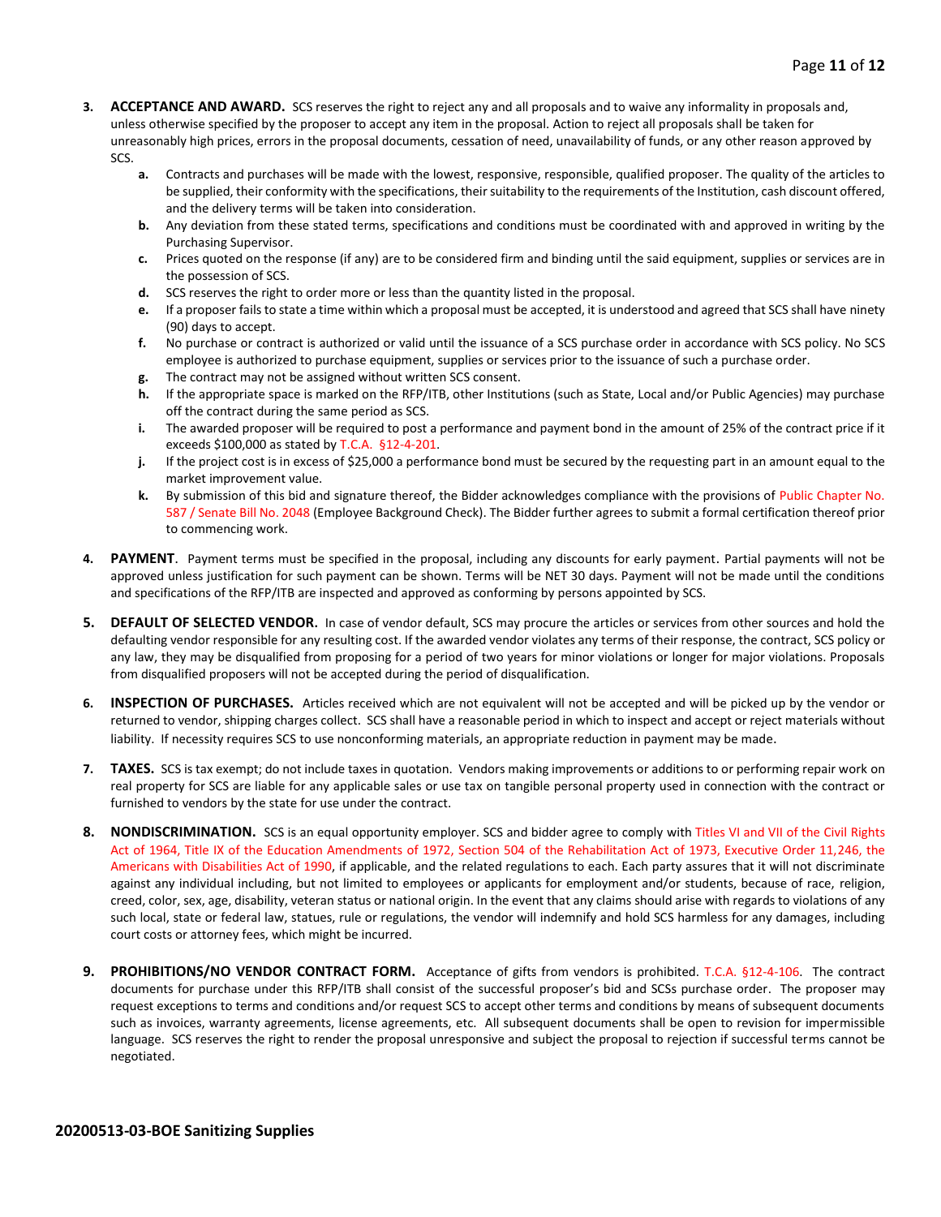3. **ACCEPTANCE AND AWARD.** SCS reserves the right to reject any and all proposals and to waive any informality in proposals and, unless otherwise specified by the proposer to accept any item in the proposal. Action to reject all proposals shall be taken for unreasonably high prices, errors in the proposal documents, cessation of need, unavailability of funds, or any other reason approved by SCS.
   a. Contracts and purchases will be made with the lowest, responsive, responsible, qualified proposer. The quality of the articles to be supplied, their conformity with the specifications, their suitability to the requirements of the Institution, cash discount offered, and the delivery terms will be taken into consideration.
   b. Any deviation from these stated terms, specifications and conditions must be coordinated with and approved in writing by the Purchasing Supervisor.
   c. Prices quoted on the response (if any) are to be considered firm and binding until the said equipment, supplies or services are in the possession of SCS.
   d. SCS reserves the right to order more or less than the quantity listed in the proposal.
   e. If a proposer fails to state a time within which a proposal must be accepted, it is understood and agreed that SCS shall have ninety (90) days to accept.
   f. No purchase or contract is authorized or valid until the issuance of a SCS purchase order in accordance with SCS policy. No SCS employee is authorized to purchase equipment, supplies or services prior to the issuance of such a purchase order.
   g. The contract may not be assigned without written SCS consent.
   h. If the appropriate space is marked on the RFP/ITB, other Institutions (such as State, Local and/or Public Agencies) may purchase off the contract during the same period as SCS.
   i. The awarded proposer will be required to post a performance and payment bond in the amount of 25% of the contract price if it exceeds $100,000 as stated by T.C.A. §12-4-201.
   j. If the project cost is in excess of $25,000 a performance bond must be secured by the requesting part in an amount equal to the market improvement value.
   k. By submission of this bid and signature thereof, the Bidder acknowledges compliance with the provisions of Public Chapter No. 587 / Senate Bill No. 2048 (Employee Background Check). The Bidder further agrees to submit a formal certification thereof prior to commencing work.

4. **PAYMENT**. Payment terms must be specified in the proposal, including any discounts for early payment. Partial payments will not be approved unless justification for such payment can be shown. Terms will be NET 30 days. Payment will not be made until the conditions and specifications of the RFP/ITB are inspected and approved as conforming by persons appointed by SCS.

5. **DEFAULT OF SELECTED VENDOR.** In case of vendor default, SCS may procure the articles or services from other sources and hold the defaulting vendor responsible for any resulting cost. If the awarded vendor violates any terms of their response, the contract, SCS policy or any law, they may be disqualified from proposing for a period of two years for minor violations or longer for major violations. Proposals from disqualified proposers will not be accepted during the period of disqualification.

6. **INSPECTION OF PURCHASES.** Articles received which are not equivalent will not be accepted and will be picked up by the vendor or returned to vendor, shipping charges collect. SCS shall have a reasonable period in which to inspect and accept or reject materials without liability. If necessity requires SCS to use nonconforming materials, an appropriate reduction in payment may be made.

7. **TAXES.** SCS is tax exempt; do not include taxes in quotation. Vendors making improvements or additions to or performing repair work on real property for SCS are liable for any applicable sales or use tax on tangible personal property used in connection with the contract or furnished to vendors by the state for use under the contract.

8. **NONDISCRIMINATION.** SCS is an equal opportunity employer. SCS and bidder agree to comply with Titles VI and VII of the Civil Rights Act of 1964, Title IX of the Education Amendments of 1972, Section 504 of the Rehabilitation Act of 1973, Executive Order 11,246, the Americans with Disabilities Act of 1990, if applicable, and the related regulations to each. Each party assures that it will not discriminate against any individual including, but not limited to employees or applicants for employment and/or students, because of race, religion, creed, color, sex, age, disability, veteran status or national origin. In the event that any claims should arise with regards to violations of any such local, state or federal law, statues, rule or regulations, the vendor will indemnify and hold SCS harmless for any damages, including court costs or attorney fees, which might be incurred.

9. **PROHIBITIONS/NO VENDOR CONTRACT FORM.** Acceptance of gifts from vendors is prohibited. T.C.A. §12-4-106. The contract documents for purchase under this RFP/ITB shall consist of the successful proposer's bid and SCSs purchase order. The proposer may request exceptions to terms and conditions and/or request SCS to accept other terms and conditions by means of subsequent documents such as invoices, warranty agreements, license agreements, etc. All subsequent documents shall be open to revision for impermissible language. SCS reserves the right to render the proposal unresponsive and subject the proposal to rejection if successful terms cannot be negotiated.

**20200513-03-BOE Sanitizing Supplies**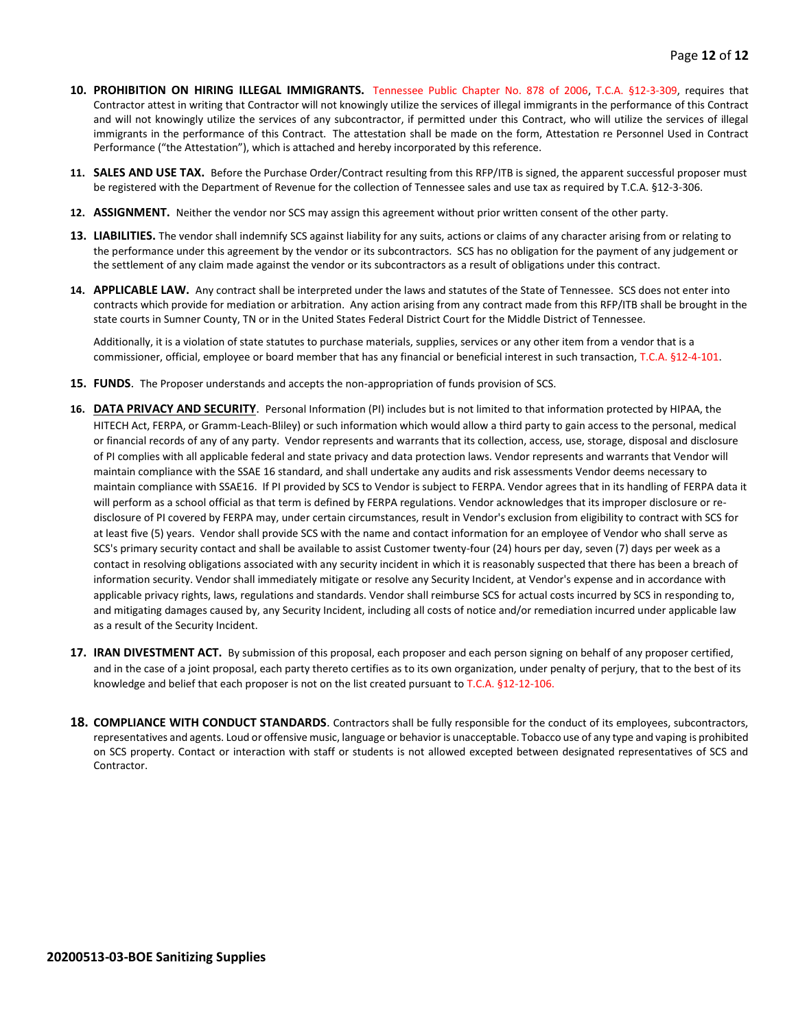10. **PROHIBITION ON HIRING ILLEGAL IMMIGRANTS.** Tennessee Public Chapter No. 878 of 2006, T.C.A. §12-3-309, requires that Contractor attest in writing that Contractor will not knowingly utilize the services of illegal immigrants in the performance of this Contract and will not knowingly utilize the services of any subcontractor, if permitted under this Contract, who will utilize the services of illegal immigrants in the performance of this Contract. The attestation shall be made on the form, Attestation re Personnel Used in Contract Performance ("the Attestation"), which is attached and hereby incorporated by this reference.

11. **SALES AND USE TAX.** Before the Purchase Order/Contract resulting from this RFP/ITB is signed, the apparent successful proposer must be registered with the Department of Revenue for the collection of Tennessee sales and use tax as required by T.C.A. §12-3-306.

12. **ASSIGNMENT.** Neither the vendor nor SCS may assign this agreement without prior written consent of the other party.

13. **LIABILITIES.** The vendor shall indemnify SCS against liability for any suits, actions or claims of any character arising from or relating to the performance under this agreement by the vendor or its subcontractors. SCS has no obligation for the payment of any judgement or the settlement of any claim made against the vendor or its subcontractors as a result of obligations under this contract.

14. **APPLICABLE LAW.** Any contract shall be interpreted under the laws and statutes of the State of Tennessee. SCS does not enter into contracts which provide for mediation or arbitration. Any action arising from any contract made from this RFP/ITB shall be brought in the state courts in Sumner County, TN or in the United States Federal District Court for the Middle District of Tennessee.

    Additionally, it is a violation of state statutes to purchase materials, supplies, services or any other item from a vendor that is a commissioner, official, employee or board member that has any financial or beneficial interest in such transaction, T.C.A. §12-4-101.

15. **FUNDS**. The Proposer understands and accepts the non-appropriation of funds provision of SCS.

16. **DATA PRIVACY AND SECURITY**. Personal Information (PI) includes but is not limited to that information protected by HIPAA, the HITECH Act, FERPA, or Gramm-Leach-Bliley) or such information which would allow a third party to gain access to the personal, medical or financial records of any of any party. Vendor represents and warrants that its collection, access, use, storage, disposal and disclosure of PI complies with all applicable federal and state privacy and data protection laws. Vendor represents and warrants that Vendor will maintain compliance with the SSAE 16 standard, and shall undertake any audits and risk assessments Vendor deems necessary to maintain compliance with SSAE16. If PI provided by SCS to Vendor is subject to FERPA. Vendor agrees that in its handling of FERPA data it will perform as a school official as that term is defined by FERPA regulations. Vendor acknowledges that its improper disclosure or re-disclosure of PI covered by FERPA may, under certain circumstances, result in Vendor's exclusion from eligibility to contract with SCS for at least five (5) years. Vendor shall provide SCS with the name and contact information for an employee of Vendor who shall serve as SCS's primary security contact and shall be available to assist Customer twenty-four (24) hours per day, seven (7) days per week as a contact in resolving obligations associated with any security incident in which it is reasonably suspected that there has been a breach of information security. Vendor shall immediately mitigate or resolve any Security Incident, at Vendor's expense and in accordance with applicable privacy rights, laws, regulations and standards. Vendor shall reimburse SCS for actual costs incurred by SCS in responding to, and mitigating damages caused by, any Security Incident, including all costs of notice and/or remediation incurred under applicable law as a result of the Security Incident.

17. **IRAN DIVESTMENT ACT.** By submission of this proposal, each proposer and each person signing on behalf of any proposer certified, and in the case of a joint proposal, each party thereto certifies as to its own organization, under penalty of perjury, that to the best of its knowledge and belief that each proposer is not on the list created pursuant to T.C.A. §12-12-106.

18. **COMPLIANCE WITH CONDUCT STANDARDS**. Contractors shall be fully responsible for the conduct of its employees, subcontractors, representatives and agents. Loud or offensive music, language or behavior is unacceptable. Tobacco use of any type and vaping is prohibited on SCS property. Contact or interaction with staff or students is not allowed excepted between designated representatives of SCS and Contractor.